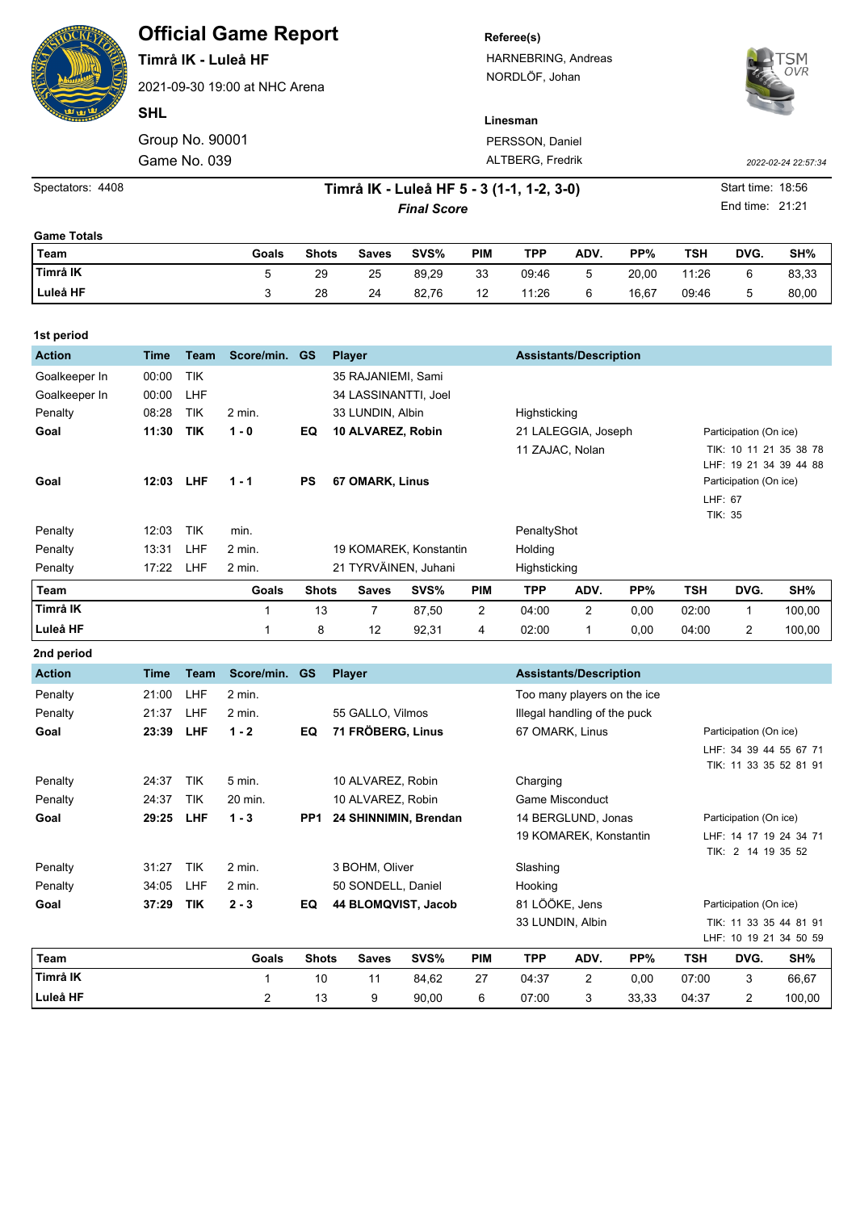# Official Game Report

**Timrå IK - Luleå HF**

2021-09-30 19:00 at NHC Arena

**SHL**

Group No. 90001

Game No. 039

**Referee(s)**

HARNEBRING, Andreas

NORDLÖF, Johan

**Linesman**

PERSSON, Daniel

ALTBERG, Fredrik

2022-02-24 22:57:34

Spectators: 4408

**Timrå IK - Luleå HF 5 - 3 (1-1, 1-2, 3-0)**

***Final Score***

Start time: 18:56

End time: 21:21

**Game Totals**

| Team | Goals | Shots | Saves | SVS% | PIM | TPP | ADV. | PP% | TSH | DVG. | SH% |
|---|---|---|---|---|---|---|---|---|---|---|---|
| Timrå IK | 5 | 29 | 25 | 89,29 | 33 | 09:46 | 5 | 20,00 | 11:26 | 6 | 83,33 |
| Luleå HF | 3 | 28 | 24 | 82,76 | 12 | 11:26 | 6 | 16,67 | 09:46 | 5 | 80,00 |

**1st period**

| Action | Time | Team | Score/min. | GS | Player | Assistants/Description | Participation (On ice) |
|---|---|---|---|---|---|---|---|
| Goalkeeper In | 00:00 | TIK | | | 35 RAJANIEMI, Sami | | |
| Goalkeeper In | 00:00 | LHF | | | 34 LASSINANTTI, Joel | | |
| Penalty | 08:28 | TIK | 2 min. | | 33 LUNDIN, Albin | Highsticking | |
| **Goal** | **11:30** | **TIK** | **1 - 0** | **EQ** | **10 ALVAREZ, Robin** | 21 LALEGGIA, Joseph<br>11 ZAJAC, Nolan | TIK: 10 11 21 35 38 78<br>LHF: 19 21 34 39 44 88 |
| **Goal** | **12:03** | **LHF** | **1 - 1** | **PS** | **67 OMARK, Linus** | | LHF: 67<br>TIK: 35 |
| Penalty | 12:03 | TIK | min. | | | PenaltyShot | |
| Penalty | 13:31 | LHF | 2 min. | | 19 KOMAREK, Konstantin | Holding | |
| Penalty | 17:22 | LHF | 2 min. | | 21 TYRVÄINEN, Juhani | Highsticking | |

| Team | Goals | Shots | Saves | SVS% | PIM | TPP | ADV. | PP% | TSH | DVG. | SH% |
|---|---|---|---|---|---|---|---|---|---|---|---|
| Timrå IK | 1 | 13 | 7 | 87,50 | 2 | 04:00 | 2 | 0,00 | 02:00 | 1 | 100,00 |
| Luleå HF | 1 | 8 | 12 | 92,31 | 4 | 02:00 | 1 | 0,00 | 04:00 | 2 | 100,00 |

**2nd period**

| Action | Time | Team | Score/min. | GS | Player | Assistants/Description | Participation (On ice) |
|---|---|---|---|---|---|---|---|
| Penalty | 21:00 | LHF | 2 min. | | | Too many players on the ice | |
| Penalty | 21:37 | LHF | 2 min. | | 55 GALLO, Vilmos | Illegal handling of the puck | |
| **Goal** | **23:39** | **LHF** | **1 - 2** | **EQ** | **71 FRÖBERG, Linus** | 67 OMARK, Linus | LHF: 34 39 44 55 67 71<br>TIK: 11 33 35 52 81 91 |
| Penalty | 24:37 | TIK | 5 min. | | 10 ALVAREZ, Robin | Charging | |
| Penalty | 24:37 | TIK | 20 min. | | 10 ALVAREZ, Robin | Game Misconduct | |
| **Goal** | **29:25** | **LHF** | **1 - 3** | **PP1** | **24 SHINNIMIN, Brendan** | 14 BERGLUND, Jonas<br>19 KOMAREK, Konstantin | LHF: 14 17 19 24 34 71<br>TIK: 2 14 19 35 52 |
| Penalty | 31:27 | TIK | 2 min. | | 3 BOHM, Oliver | Slashing | |
| Penalty | 34:05 | LHF | 2 min. | | 50 SONDELL, Daniel | Hooking | |
| **Goal** | **37:29** | **TIK** | **2 - 3** | **EQ** | **44 BLOMQVIST, Jacob** | 81 LÖÖKE, Jens<br>33 LUNDIN, Albin | TIK: 11 33 35 44 81 91<br>LHF: 10 19 21 34 50 59 |

| Team | Goals | Shots | Saves | SVS% | PIM | TPP | ADV. | PP% | TSH | DVG. | SH% |
|---|---|---|---|---|---|---|---|---|---|---|---|
| Timrå IK | 1 | 10 | 11 | 84,62 | 27 | 04:37 | 2 | 0,00 | 07:00 | 3 | 66,67 |
| Luleå HF | 2 | 13 | 9 | 90,00 | 6 | 07:00 | 3 | 33,33 | 04:37 | 2 | 100,00 |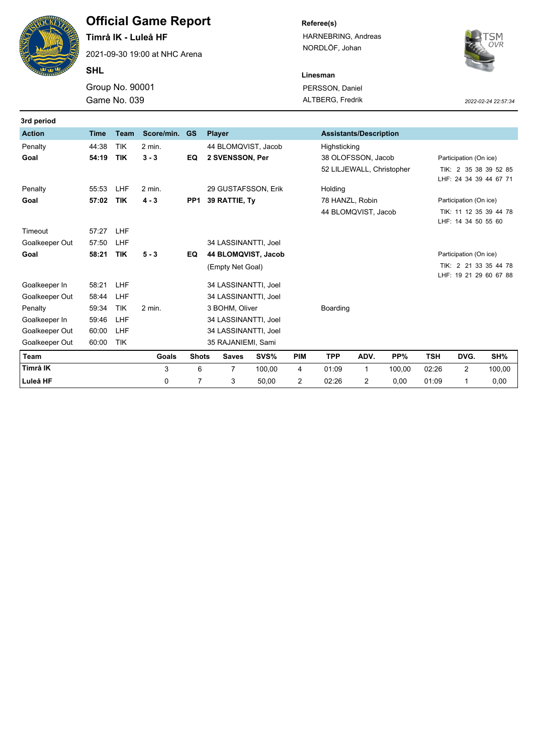# Official Game Report

**Timrå IK - Luleå HF**

2021-09-30 19:00 at NHC Arena

**SHL**

Group No. 90001

Game No. 039

**Referee(s)**

HARNEBRING, Andreas

NORDLÖF, Johan

**Linesman**

PERSSON, Daniel

ALTBERG, Fredrik

*2022-02-24 22:57:34*

**3rd period**

| Action | Time | Team | Score/min. | GS | Player | Assistants/Description | |
|---|---|---|---|---|---|---|---|
| Penalty | 44:38 | TIK | 2 min. | | 44 BLOMQVIST, Jacob | Highsticking | |
| **Goal** | **54:19** | **TIK** | **3 - 3** | **EQ** | **2 SVENSSON, Per** | 38 OLOFSSON, Jacob<br>52 LILJEWALL, Christopher | Participation (On ice)<br>TIK: 2 35 38 39 52 85<br>LHF: 24 34 39 44 67 71 |
| Penalty | 55:53 | LHF | 2 min. | | 29 GUSTAFSSON, Erik | Holding | |
| **Goal** | **57:02** | **TIK** | **4 - 3** | **PP1** | **39 RATTIE, Ty** | 78 HANZL, Robin<br>44 BLOMQVIST, Jacob | Participation (On ice)<br>TIK: 11 12 35 39 44 78<br>LHF: 14 34 50 55 60 |
| Timeout | 57:27 | LHF | | | | | |
| Goalkeeper Out | 57:50 | LHF | | | 34 LASSINANTTI, Joel | | |
| **Goal** | **58:21** | **TIK** | **5 - 3** | **EQ** | **44 BLOMQVIST, Jacob**<br>(Empty Net Goal) | | Participation (On ice)<br>TIK: 2 21 33 35 44 78<br>LHF: 19 21 29 60 67 88 |
| Goalkeeper In | 58:21 | LHF | | | 34 LASSINANTTI, Joel | | |
| Goalkeeper Out | 58:44 | LHF | | | 34 LASSINANTTI, Joel | | |
| Penalty | 59:34 | TIK | 2 min. | | 3 BOHM, Oliver | Boarding | |
| Goalkeeper In | 59:46 | LHF | | | 34 LASSINANTTI, Joel | | |
| Goalkeeper Out | 60:00 | LHF | | | 34 LASSINANTTI, Joel | | |
| Goalkeeper Out | 60:00 | TIK | | | 35 RAJANIEMI, Sami | | |

| Team | Goals | Shots | Saves | SVS% | PIM | TPP | ADV. | PP% | TSH | DVG. | SH% |
|---|---|---|---|---|---|---|---|---|---|---|---|
| **Timrå IK** | 3 | 6 | 7 | 100,00 | 4 | 01:09 | 1 | 100,00 | 02:26 | 2 | 100,00 |
| **Luleå HF** | 0 | 7 | 3 | 50,00 | 2 | 02:26 | 2 | 0,00 | 01:09 | 1 | 0,00 |